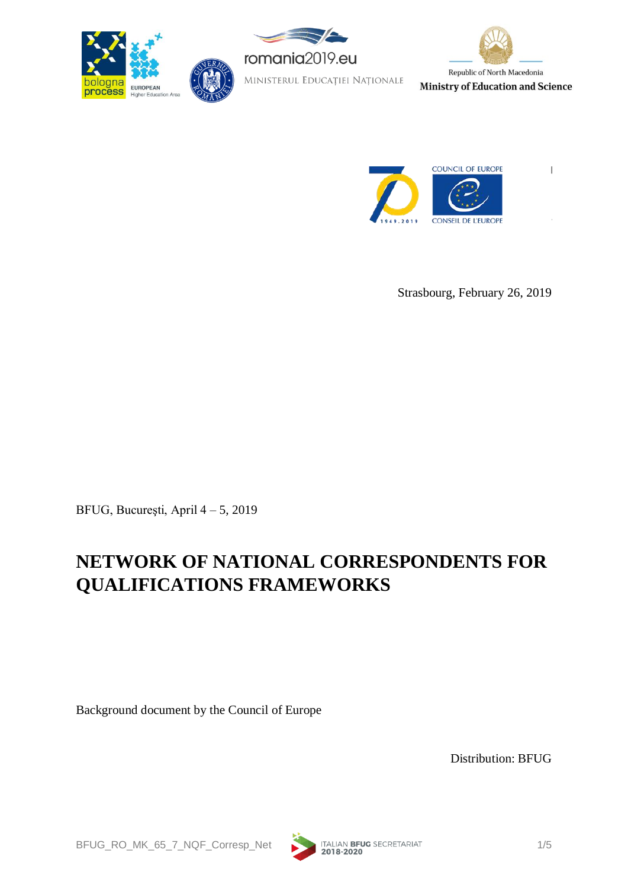Strasbourg, February 26, 2019

BFUG, Bucureşti, April 4 – 5, 2019

# NETWORK OF NATIONAL CORRESPONDENTS FOR QUALIFICATIONS FRAMEWORKS

Background document by the Council of Europe

Distribution: BFUG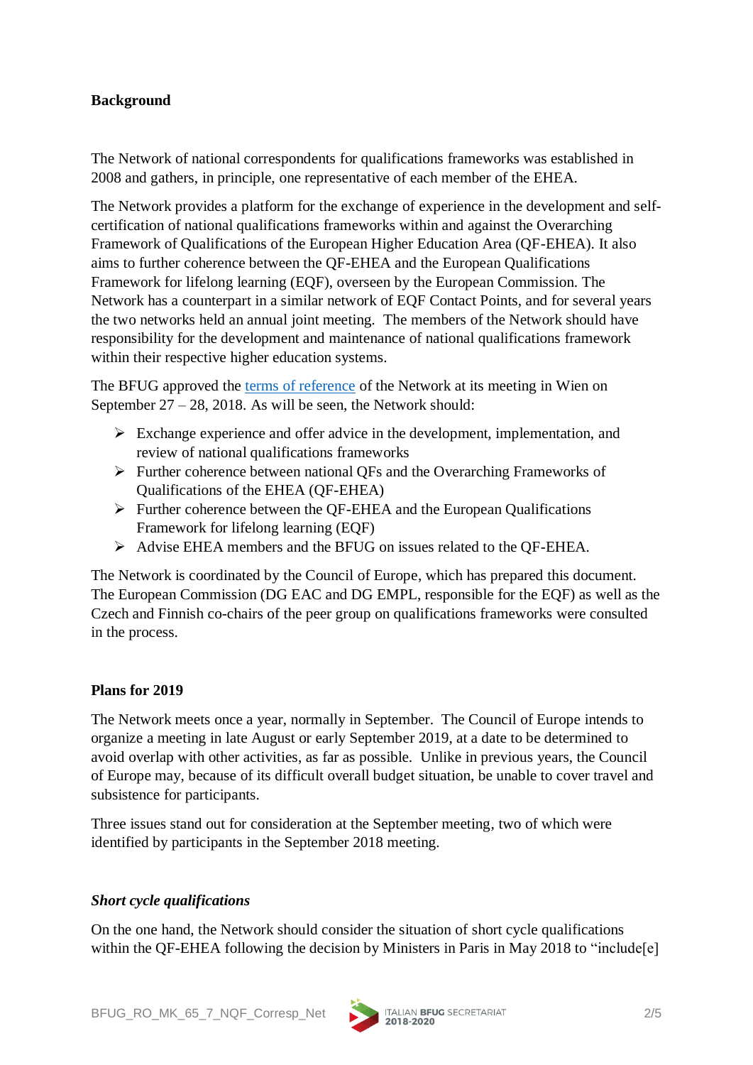**Background**

The Network of national correspondents for qualifications frameworks was established in 2008 and gathers, in principle, one representative of each member of the EHEA.

The Network provides a platform for the exchange of experience in the development and self-certification of national qualifications frameworks within and against the Overarching Framework of Qualifications of the European Higher Education Area (QF-EHEA). It also aims to further coherence between the QF-EHEA and the European Qualifications Framework for lifelong learning (EQF), overseen by the European Commission. The Network has a counterpart in a similar network of EQF Contact Points, and for several years the two networks held an annual joint meeting. The members of the Network should have responsibility for the development and maintenance of national qualifications framework within their respective higher education systems.

The BFUG approved the terms of reference of the Network at its meeting in Wien on September 27 – 28, 2018. As will be seen, the Network should:

- Exchange experience and offer advice in the development, implementation, and review of national qualifications frameworks
- Further coherence between national QFs and the Overarching Frameworks of Qualifications of the EHEA (QF-EHEA)
- Further coherence between the QF-EHEA and the European Qualifications Framework for lifelong learning (EQF)
- Advise EHEA members and the BFUG on issues related to the QF-EHEA.

The Network is coordinated by the Council of Europe, which has prepared this document. The European Commission (DG EAC and DG EMPL, responsible for the EQF) as well as the Czech and Finnish co-chairs of the peer group on qualifications frameworks were consulted in the process.

**Plans for 2019**

The Network meets once a year, normally in September. The Council of Europe intends to organize a meeting in late August or early September 2019, at a date to be determined to avoid overlap with other activities, as far as possible. Unlike in previous years, the Council of Europe may, because of its difficult overall budget situation, be unable to cover travel and subsistence for participants.

Three issues stand out for consideration at the September meeting, two of which were identified by participants in the September 2018 meeting.

***Short cycle qualifications***

On the one hand, the Network should consider the situation of short cycle qualifications within the QF-EHEA following the decision by Ministers in Paris in May 2018 to "include[e]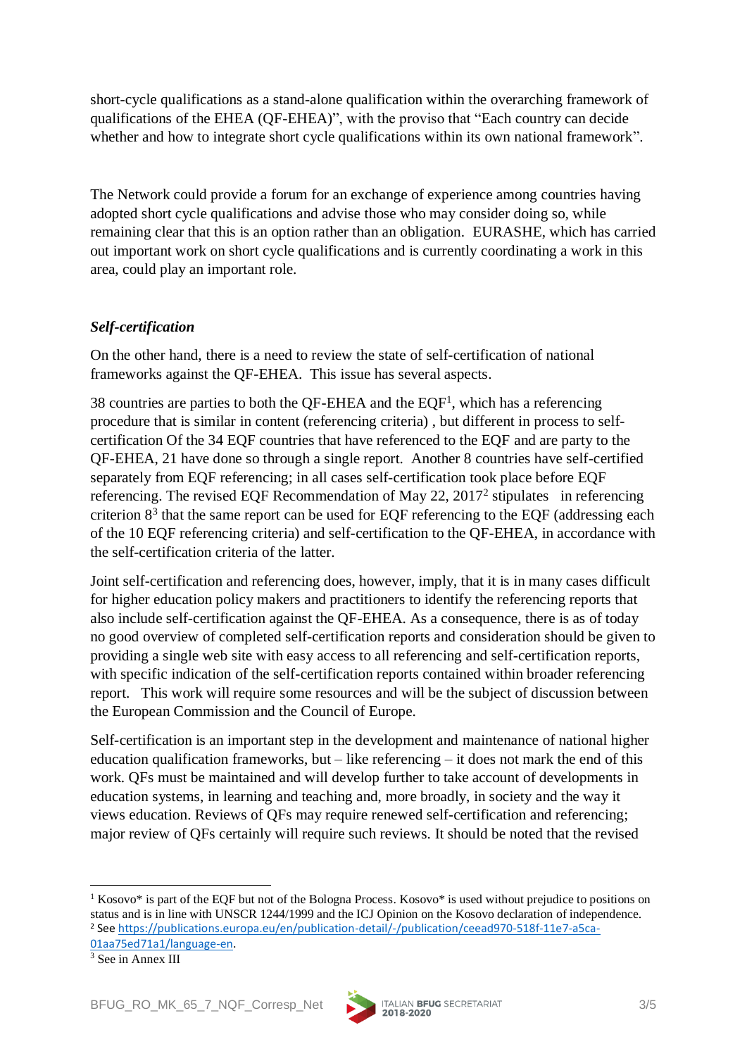short-cycle qualifications as a stand-alone qualification within the overarching framework of qualifications of the EHEA (QF-EHEA)", with the proviso that "Each country can decide whether and how to integrate short cycle qualifications within its own national framework".

The Network could provide a forum for an exchange of experience among countries having adopted short cycle qualifications and advise those who may consider doing so, while remaining clear that this is an option rather than an obligation. EURASHE, which has carried out important work on short cycle qualifications and is currently coordinating a work in this area, could play an important role.

***Self-certification***

On the other hand, there is a need to review the state of self-certification of national frameworks against the QF-EHEA. This issue has several aspects.

38 countries are parties to both the QF-EHEA and the EQF[1], which has a referencing procedure that is similar in content (referencing criteria) , but different in process to self-certification Of the 34 EQF countries that have referenced to the EQF and are party to the QF-EHEA, 21 have done so through a single report. Another 8 countries have self-certified separately from EQF referencing; in all cases self-certification took place before EQF referencing. The revised EQF Recommendation of May 22, 2017[2] stipulates in referencing criterion 8[3] that the same report can be used for EQF referencing to the EQF (addressing each of the 10 EQF referencing criteria) and self-certification to the QF-EHEA, in accordance with the self-certification criteria of the latter.

Joint self-certification and referencing does, however, imply, that it is in many cases difficult for higher education policy makers and practitioners to identify the referencing reports that also include self-certification against the QF-EHEA. As a consequence, there is as of today no good overview of completed self-certification reports and consideration should be given to providing a single web site with easy access to all referencing and self-certification reports, with specific indication of the self-certification reports contained within broader referencing report. This work will require some resources and will be the subject of discussion between the European Commission and the Council of Europe.

Self-certification is an important step in the development and maintenance of national higher education qualification frameworks, but – like referencing – it does not mark the end of this work. QFs must be maintained and will develop further to take account of developments in education systems, in learning and teaching and, more broadly, in society and the way it views education. Reviews of QFs may require renewed self-certification and referencing; major review of QFs certainly will require such reviews. It should be noted that the revised

---

[1] Kosovo* is part of the EQF but not of the Bologna Process. Kosovo* is used without prejudice to positions on status and is in line with UNSCR 1244/1999 and the ICJ Opinion on the Kosovo declaration of independence.

[2] See https://publications.europa.eu/en/publication-detail/-/publication/ceead970-518f-11e7-a5ca-01aa75ed71a1/language-en.

[3] See in Annex III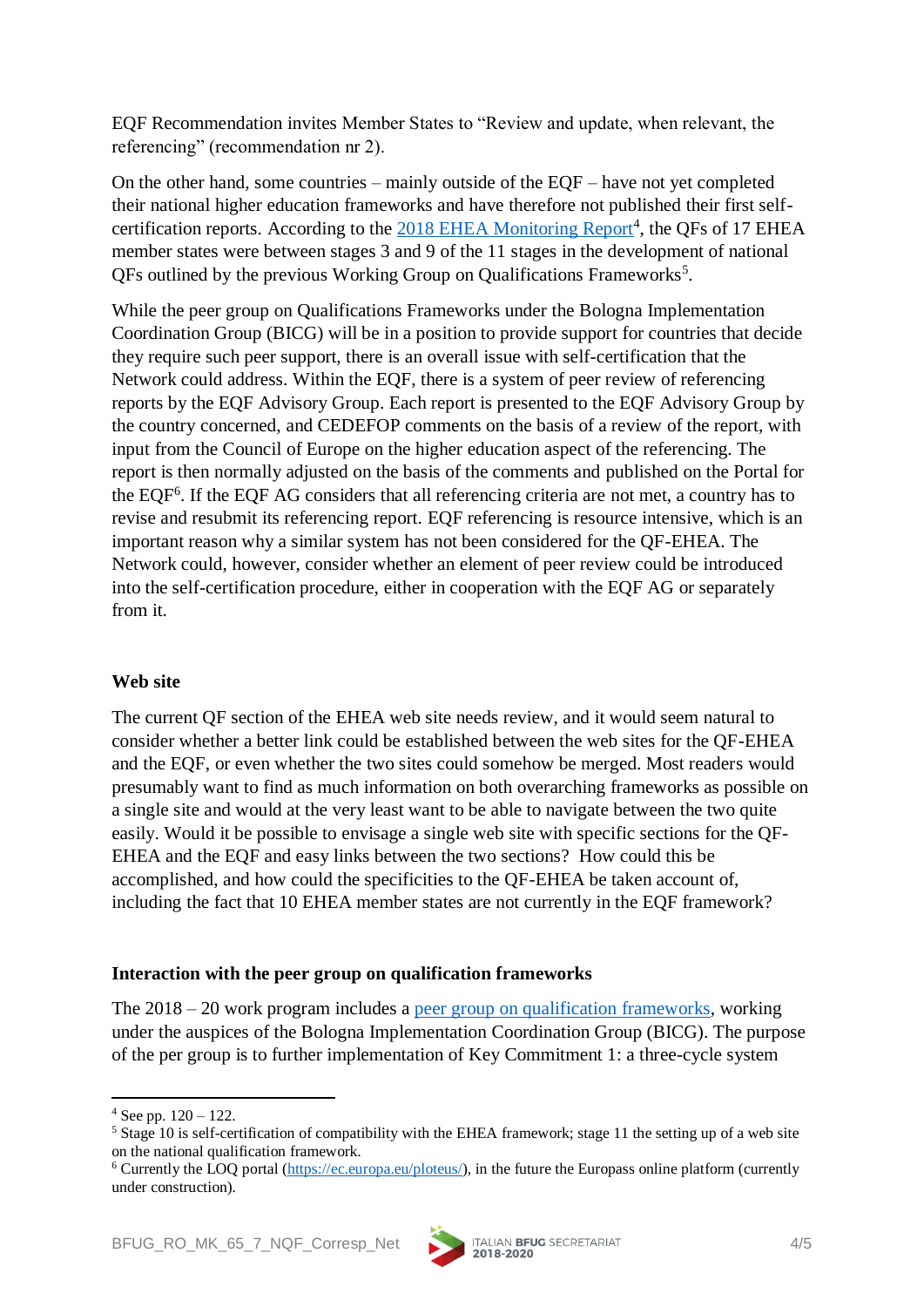EQF Recommendation invites Member States to "Review and update, when relevant, the referencing" (recommendation nr 2).

On the other hand, some countries – mainly outside of the EQF – have not yet completed their national higher education frameworks and have therefore not published their first self-certification reports. According to the 2018 EHEA Monitoring Report[4], the QFs of 17 EHEA member states were between stages 3 and 9 of the 11 stages in the development of national QFs outlined by the previous Working Group on Qualifications Frameworks[5].

While the peer group on Qualifications Frameworks under the Bologna Implementation Coordination Group (BICG) will be in a position to provide support for countries that decide they require such peer support, there is an overall issue with self-certification that the Network could address. Within the EQF, there is a system of peer review of referencing reports by the EQF Advisory Group. Each report is presented to the EQF Advisory Group by the country concerned, and CEDEFOP comments on the basis of a review of the report, with input from the Council of Europe on the higher education aspect of the referencing. The report is then normally adjusted on the basis of the comments and published on the Portal for the EQF[6]. If the EQF AG considers that all referencing criteria are not met, a country has to revise and resubmit its referencing report. EQF referencing is resource intensive, which is an important reason why a similar system has not been considered for the QF-EHEA. The Network could, however, consider whether an element of peer review could be introduced into the self-certification procedure, either in cooperation with the EQF AG or separately from it.

**Web site**

The current QF section of the EHEA web site needs review, and it would seem natural to consider whether a better link could be established between the web sites for the QF-EHEA and the EQF, or even whether the two sites could somehow be merged. Most readers would presumably want to find as much information on both overarching frameworks as possible on a single site and would at the very least want to be able to navigate between the two quite easily. Would it be possible to envisage a single web site with specific sections for the QF-EHEA and the EQF and easy links between the two sections? How could this be accomplished, and how could the specificities to the QF-EHEA be taken account of, including the fact that 10 EHEA member states are not currently in the EQF framework?

**Interaction with the peer group on qualification frameworks**

The 2018 – 20 work program includes a peer group on qualification frameworks, working under the auspices of the Bologna Implementation Coordination Group (BICG). The purpose of the per group is to further implementation of Key Commitment 1: a three-cycle system

---

[4] See pp. 120 – 122.

[5] Stage 10 is self-certification of compatibility with the EHEA framework; stage 11 the setting up of a web site on the national qualification framework.

[6] Currently the LOQ portal (https://ec.europa.eu/ploteus/), in the future the Europass online platform (currently under construction).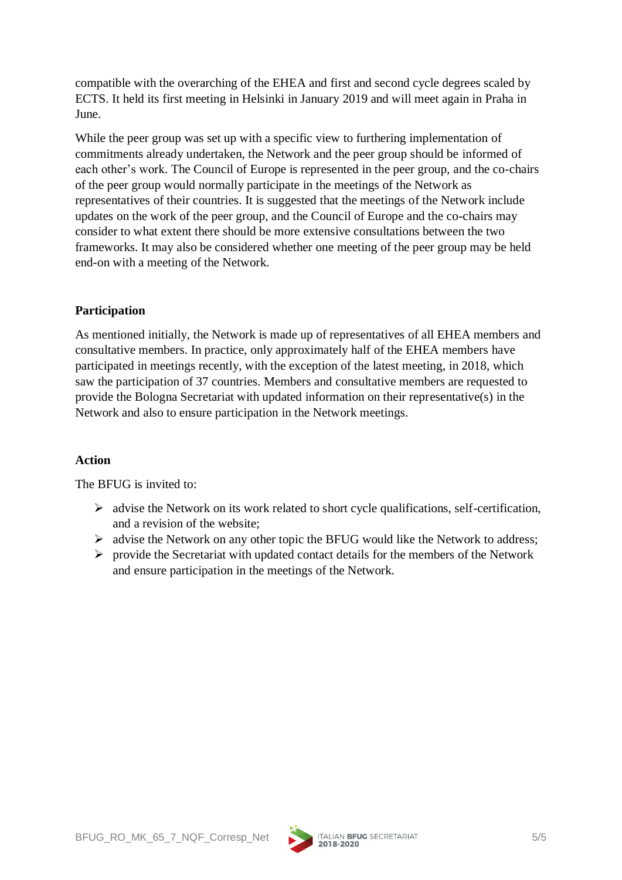compatible with the overarching of the EHEA and first and second cycle degrees scaled by ECTS. It held its first meeting in Helsinki in January 2019 and will meet again in Praha in June.

While the peer group was set up with a specific view to furthering implementation of commitments already undertaken, the Network and the peer group should be informed of each other's work. The Council of Europe is represented in the peer group, and the co-chairs of the peer group would normally participate in the meetings of the Network as representatives of their countries. It is suggested that the meetings of the Network include updates on the work of the peer group, and the Council of Europe and the co-chairs may consider to what extent there should be more extensive consultations between the two frameworks. It may also be considered whether one meeting of the peer group may be held end-on with a meeting of the Network.

## Participation

As mentioned initially, the Network is made up of representatives of all EHEA members and consultative members. In practice, only approximately half of the EHEA members have participated in meetings recently, with the exception of the latest meeting, in 2018, which saw the participation of 37 countries. Members and consultative members are requested to provide the Bologna Secretariat with updated information on their representative(s) in the Network and also to ensure participation in the Network meetings.

## Action

The BFUG is invited to:

- advise the Network on its work related to short cycle qualifications, self-certification, and a revision of the website;
- advise the Network on any other topic the BFUG would like the Network to address;
- provide the Secretariat with updated contact details for the members of the Network and ensure participation in the meetings of the Network.